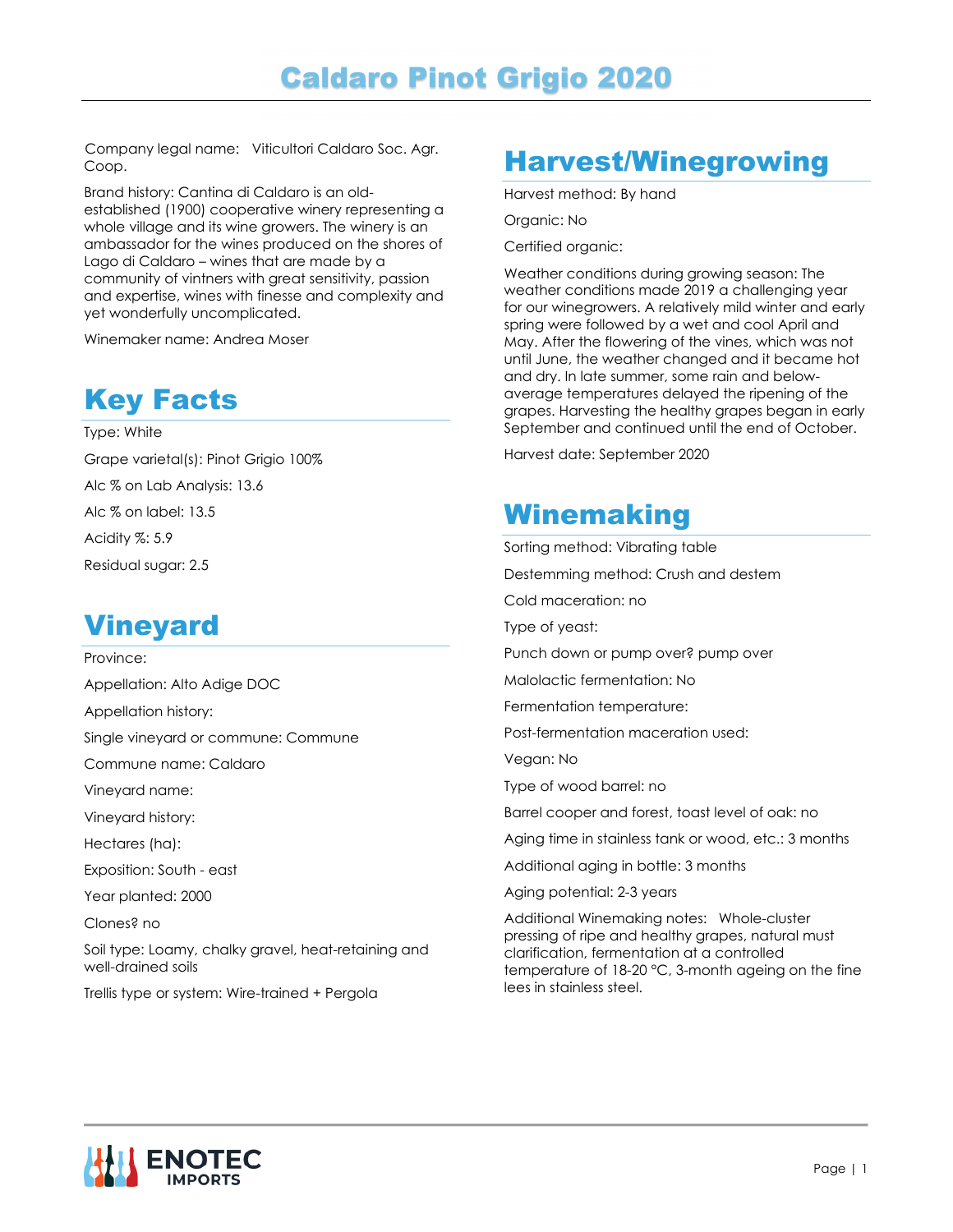# Caldaro Pinot Grigio 2020

Company legal name: Viticultori Caldaro Soc. Agr. Coop.

Brand history: Cantina di Caldaro is an old-established (1900) cooperative winery representing a whole village and its wine growers. The winery is an ambassador for the wines produced on the shores of Lago di Caldaro – wines that are made by a community of vintners with great sensitivity, passion and expertise, wines with finesse and complexity and yet wonderfully uncomplicated.

Winemaker name: Andrea Moser

## Key Facts

Type: White

Grape varietal(s): Pinot Grigio 100%

Alc % on Lab Analysis: 13.6

Alc % on label: 13.5

Acidity %: 5.9

Residual sugar: 2.5

## Vineyard

Province:

Appellation: Alto Adige DOC

Appellation history:

Single vineyard or commune: Commune

Commune name: Caldaro

Vineyard name:

Vineyard history:

Hectares (ha):

Exposition: South - east

Year planted: 2000

Clones? no

Soil type: Loamy, chalky gravel, heat-retaining and well-drained soils

Trellis type or system: Wire-trained + Pergola

## Harvest/Winegrowing

Harvest method: By hand

Organic: No

Certified organic:

Weather conditions during growing season: The weather conditions made 2019 a challenging year for our winegrowers. A relatively mild winter and early spring were followed by a wet and cool April and May. After the flowering of the vines, which was not until June, the weather changed and it became hot and dry. In late summer, some rain and below-average temperatures delayed the ripening of the grapes. Harvesting the healthy grapes began in early September and continued until the end of October.

Harvest date: September 2020

## Winemaking

Sorting method: Vibrating table

Destemming method: Crush and destem

Cold maceration: no

Type of yeast:

Punch down or pump over? pump over

Malolactic fermentation: No

Fermentation temperature:

Post-fermentation maceration used:

Vegan: No

Type of wood barrel: no

Barrel cooper and forest, toast level of oak: no

Aging time in stainless tank or wood, etc.: 3 months

Additional aging in bottle: 3 months

Aging potential: 2-3 years

Additional Winemaking notes: Whole-cluster pressing of ripe and healthy grapes, natural must clarification, fermentation at a controlled temperature of 18-20 °C, 3-month ageing on the fine lees in stainless steel.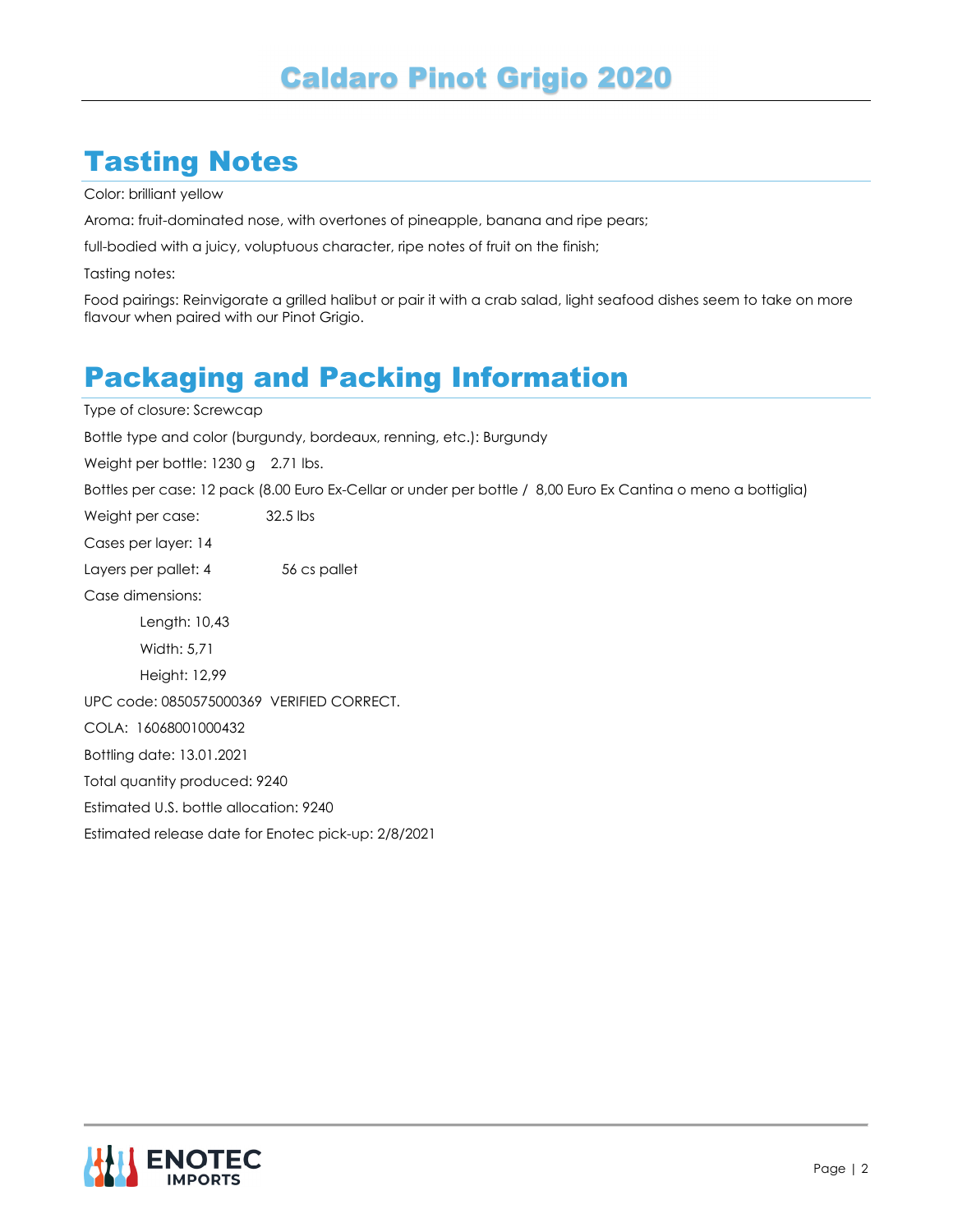# Caldaro Pinot Grigio 2020

## Tasting Notes

Color: brilliant yellow

Aroma: fruit-dominated nose, with overtones of pineapple, banana and ripe pears;

full-bodied with a juicy, voluptuous character, ripe notes of fruit on the finish;

Tasting notes:

Food pairings: Reinvigorate a grilled halibut or pair it with a crab salad, light seafood dishes seem to take on more flavour when paired with our Pinot Grigio.

## Packaging and Packing Information

Type of closure: Screwcap

Bottle type and color (burgundy, bordeaux, renning, etc.): Burgundy

Weight per bottle: 1230 g  2.71 lbs.

Bottles per case: 12 pack (8.00 Euro Ex-Cellar or under per bottle / 8,00 Euro Ex Cantina o meno a bottiglia)

Weight per case: 32.5 lbs

Cases per layer: 14

Layers per pallet: 4  56 cs pallet

Case dimensions:

- Length: 10,43
- Width: 5,71
- Height: 12,99

UPC code: 0850575000369 VERIFIED CORRECT.

COLA: 16068001000432

Bottling date: 13.01.2021

Total quantity produced: 9240

Estimated U.S. bottle allocation: 9240

Estimated release date for Enotec pick-up: 2/8/2021